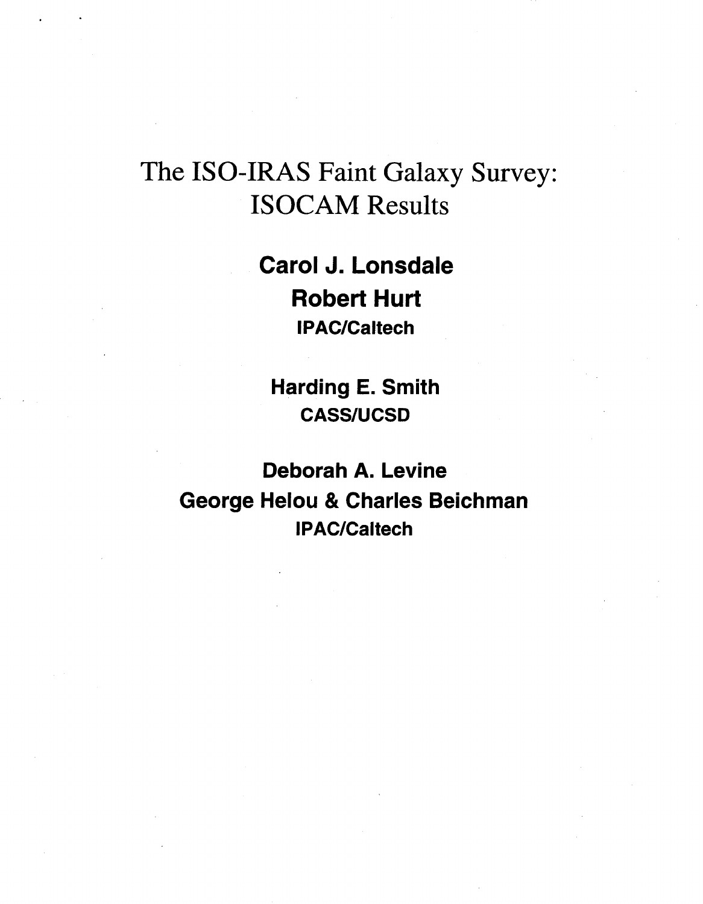# The ISO-IRAS Faint Galaxy Survey: ISOCAM Results

**Carol J. Lonsdale**

**Robert Hurt**

**IPAC/Caltech**

**Harding E. Smith**

**CASS/UCSD**

**Deborah A. Levine**

**George Helou & Charles Beichman**

**IPAC/Caltech**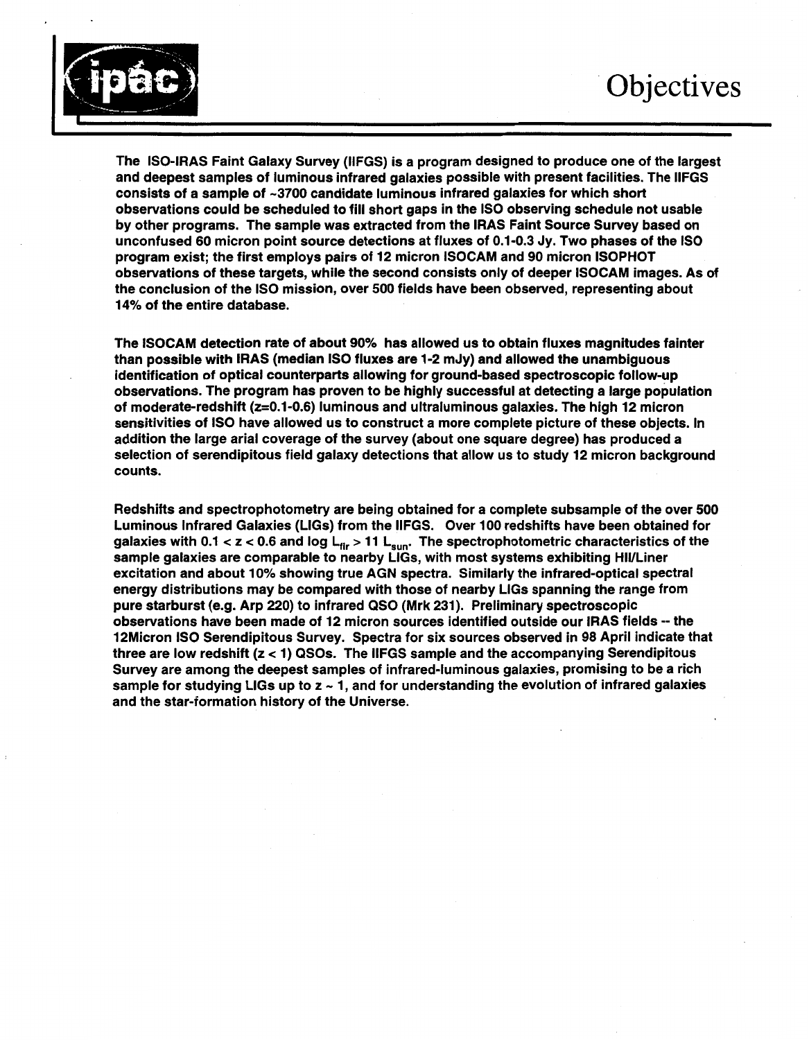# Objectives

The ISO-IRAS Faint Galaxy Survey (IIFGS) is a program designed to produce one of the largest and deepest samples of luminous infrared galaxies possible with present facilities. The IIFGS consists of a sample of ~3700 candidate luminous infrared galaxies for which short observations could be scheduled to fill short gaps in the ISO observing schedule not usable by other programs. The sample was extracted from the IRAS Faint Source Survey based on unconfused 60 micron point source detections at fluxes of 0.1-0.3 Jy. Two phases of the ISO program exist; the first employs pairs of 12 micron ISOCAM and 90 micron ISOPHOT observations of these targets, while the second consists only of deeper ISOCAM images. As of the conclusion of the ISO mission, over 500 fields have been observed, representing about 14% of the entire database.

The ISOCAM detection rate of about 90% has allowed us to obtain fluxes magnitudes fainter than possible with IRAS (median ISO fluxes are 1-2 mJy) and allowed the unambiguous identification of optical counterparts allowing for ground-based spectroscopic follow-up observations. The program has proven to be highly successful at detecting a large population of moderate-redshift (z=0.1-0.6) luminous and ultraluminous galaxies. The high 12 micron sensitivities of ISO have allowed us to construct a more complete picture of these objects. In addition the large arial coverage of the survey (about one square degree) has produced a selection of serendipitous field galaxy detections that allow us to study 12 micron background counts.

Redshifts and spectrophotometry are being obtained for a complete subsample of the over 500 Luminous Infrared Galaxies (LIGs) from the IIFGS. Over 100 redshifts have been obtained for galaxies with $0.1 < z < 0.6$ and $\log L_{fir} > 11\ L_{sun}$. The spectrophotometric characteristics of the sample galaxies are comparable to nearby LIGs, with most systems exhibiting HII/Liner excitation and about 10% showing true AGN spectra. Similarly the infrared-optical spectral energy distributions may be compared with those of nearby LIGs spanning the range from pure starburst (e.g. Arp 220) to infrared QSO (Mrk 231). Preliminary spectroscopic observations have been made of 12 micron sources identified outside our IRAS fields -- the 12Micron ISO Serendipitous Survey. Spectra for six sources observed in 98 April indicate that three are low redshift ($z < 1$) QSOs. The IIFGS sample and the accompanying Serendipitous Survey are among the deepest samples of infrared-luminous galaxies, promising to be a rich sample for studying LIGs up to $z \sim 1$, and for understanding the evolution of infrared galaxies and the star-formation history of the Universe.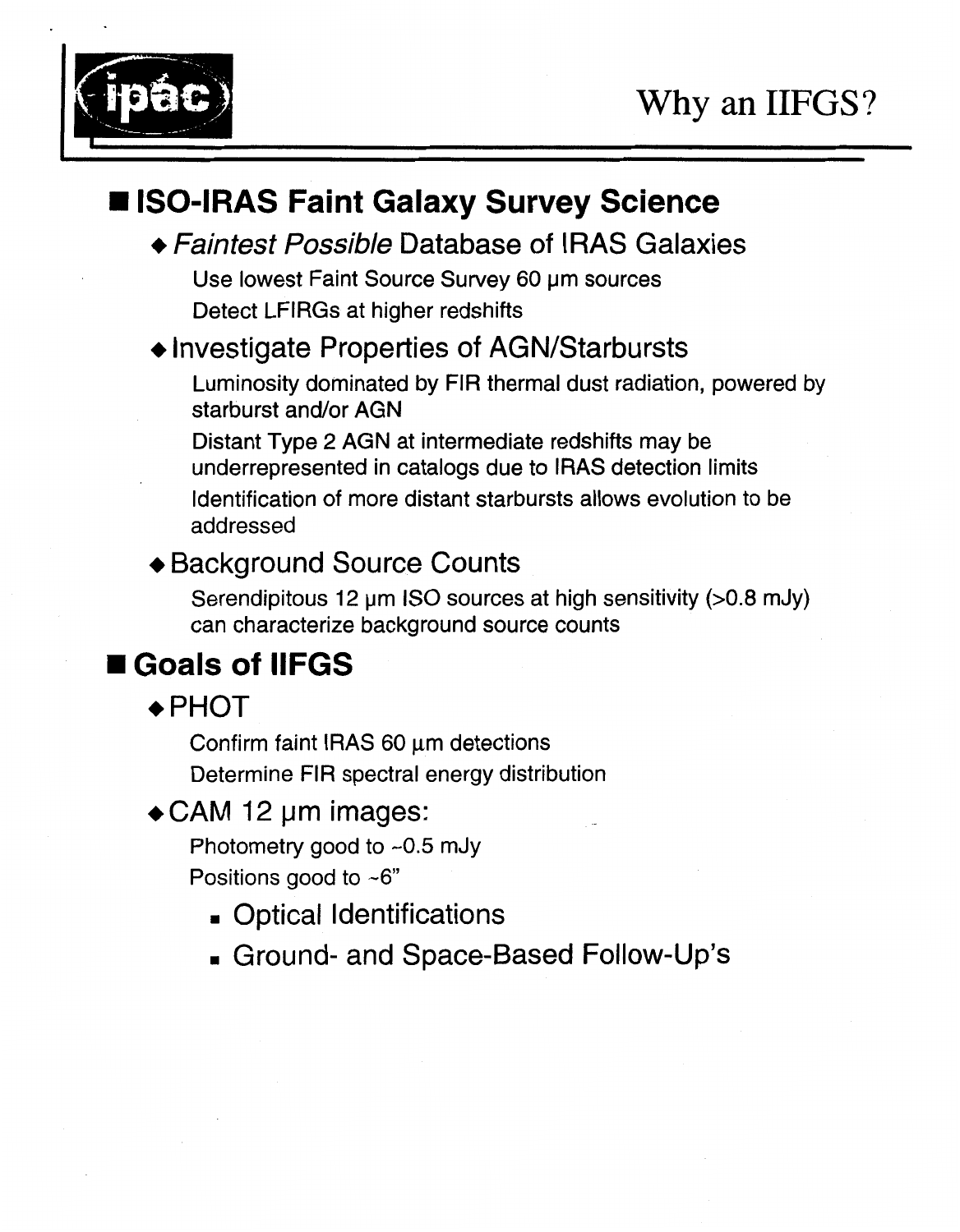# Why an IIFGS?

## ISO-IRAS Faint Galaxy Survey Science

- *Faintest Possible* Database of IRAS Galaxies
  - Use lowest Faint Source Survey 60 μm sources
  - Detect LFIRGs at higher redshifts
- Investigate Properties of AGN/Starbursts
  - Luminosity dominated by FIR thermal dust radiation, powered by starburst and/or AGN
  - Distant Type 2 AGN at intermediate redshifts may be underrepresented in catalogs due to IRAS detection limits
  - Identification of more distant starbursts allows evolution to be addressed
- Background Source Counts
  - Serendipitous 12 μm ISO sources at high sensitivity (>0.8 mJy) can characterize background source counts

## Goals of IIFGS

- PHOT
  - Confirm faint IRAS 60 μm detections
  - Determine FIR spectral energy distribution
- CAM 12 μm images:
  - Photometry good to ~0.5 mJy
  - Positions good to ~6"
    - Optical Identifications
    - Ground- and Space-Based Follow-Up's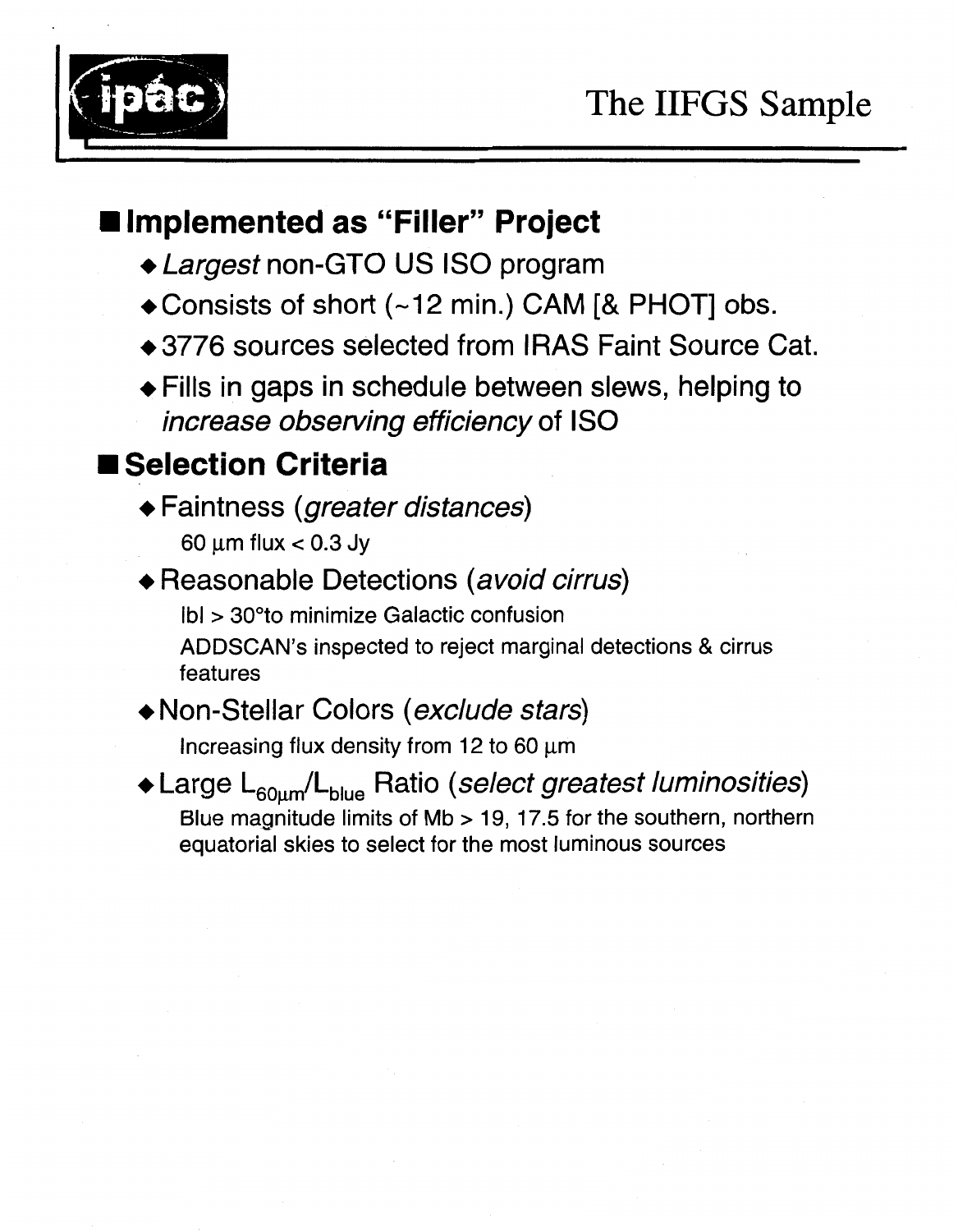# The IIFGS Sample

## Implemented as "Filler" Project

- *Largest* non-GTO US ISO program
- Consists of short (~12 min.) CAM [& PHOT] obs.
- 3776 sources selected from IRAS Faint Source Cat.
- Fills in gaps in schedule between slews, helping to *increase observing efficiency* of ISO

## Selection Criteria

- Faintness (*greater distances*)
  - 60 μm flux < 0.3 Jy
- Reasonable Detections (*avoid cirrus*)
  - |b| > 30° to minimize Galactic confusion
  - ADDSCAN's inspected to reject marginal detections & cirrus features
- Non-Stellar Colors (*exclude stars*)
  - Increasing flux density from 12 to 60 μm
- Large $L_{60\mu m}/L_{blue}$ Ratio (*select greatest luminosities*)
  - Blue magnitude limits of Mb > 19, 17.5 for the southern, northern equatorial skies to select for the most luminous sources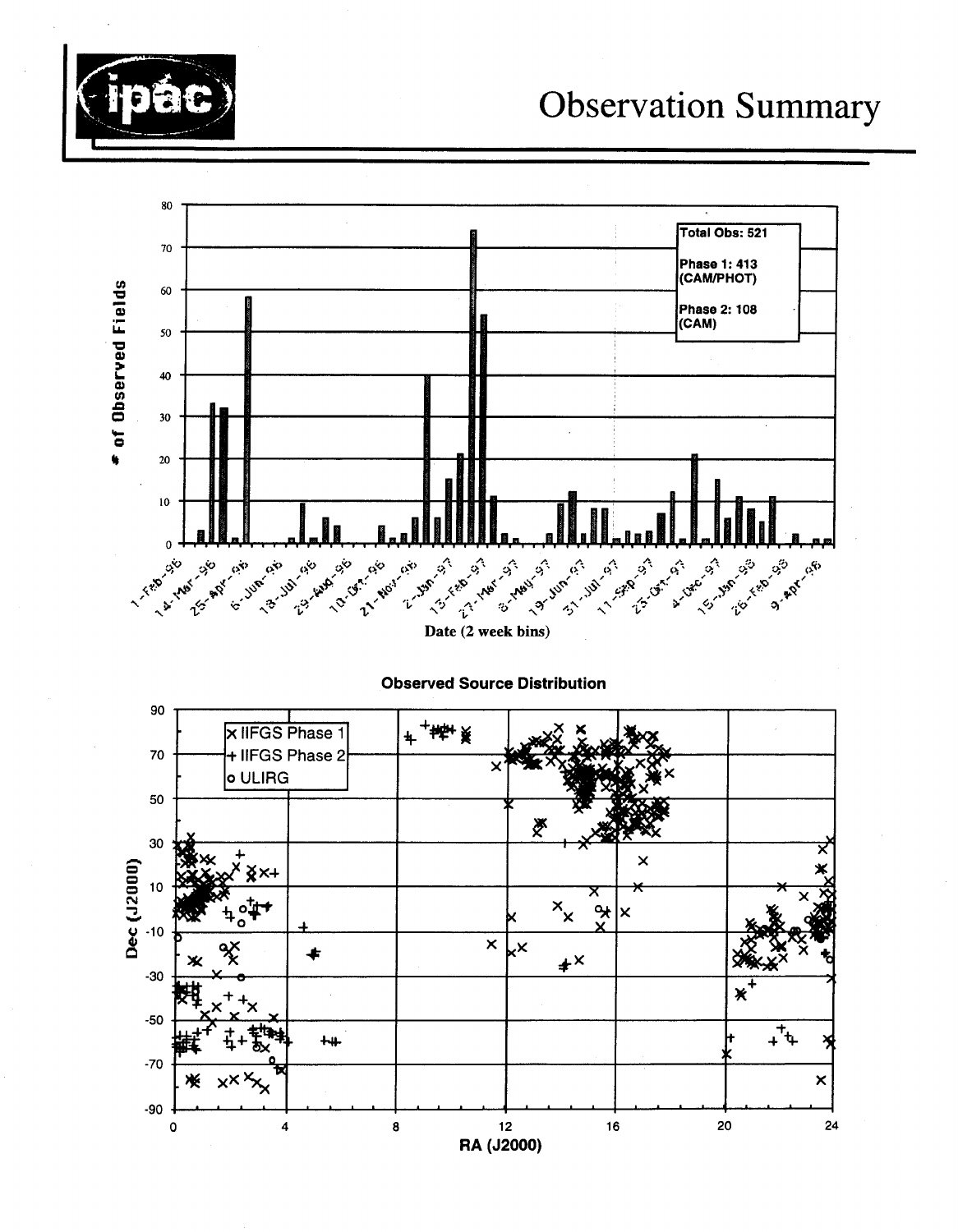# Observation Summary

Total Obs: 521

Phase 1: 413 (CAM/PHOT)

Phase 2: 108 (CAM)

\# of Observed Fields

Date (2 week bins)

**Observed Source Distribution**

× IIFGS Phase 1

\+ IIFGS Phase 2

o ULIRG

Dec (J2000)

RA (J2000)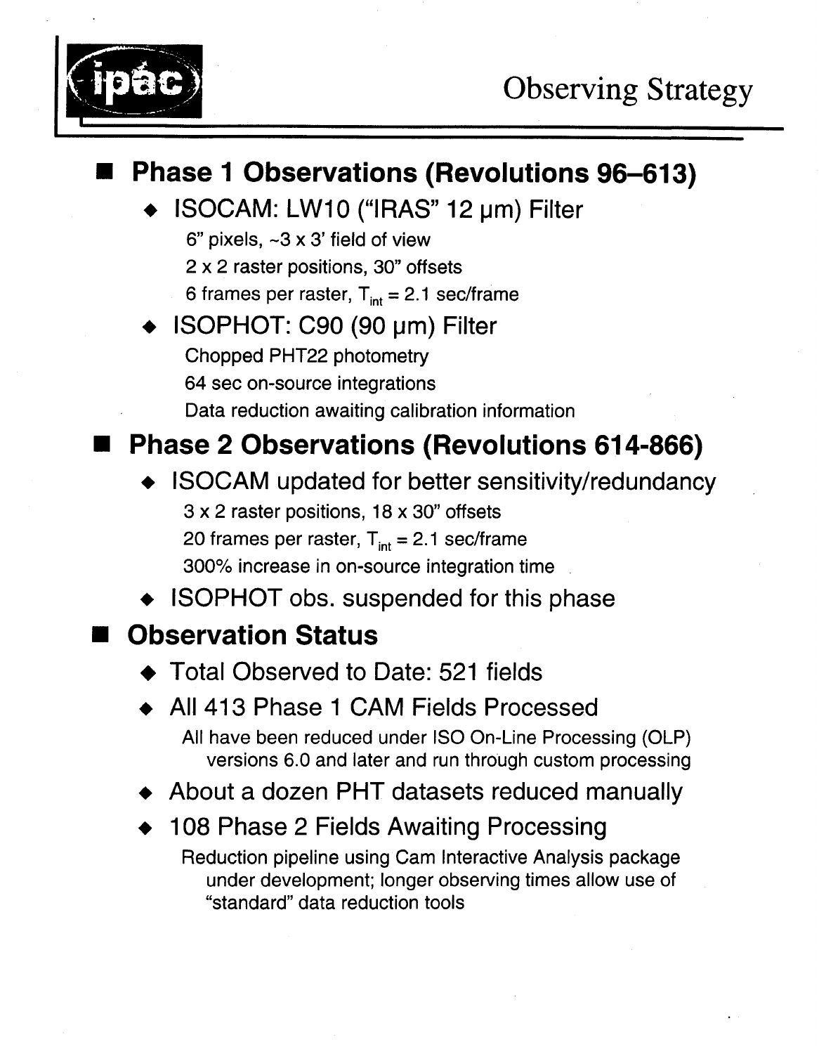# Observing Strategy

- **Phase 1 Observations (Revolutions 96–613)**
  - ISOCAM: LW10 ("IRAS" 12 μm) Filter
    - 6" pixels, ~3 x 3' field of view
    - 2 x 2 raster positions, 30" offsets
    - 6 frames per raster, $T_{int}$ = 2.1 sec/frame
  - ISOPHOT: C90 (90 μm) Filter
    - Chopped PHT22 photometry
    - 64 sec on-source integrations
    - Data reduction awaiting calibration information
- **Phase 2 Observations (Revolutions 614-866)**
  - ISOCAM updated for better sensitivity/redundancy
    - 3 x 2 raster positions, 18 x 30" offsets
    - 20 frames per raster, $T_{int}$ = 2.1 sec/frame
    - 300% increase in on-source integration time
  - ISOPHOT obs. suspended for this phase
- **Observation Status**
  - Total Observed to Date: 521 fields
  - All 413 Phase 1 CAM Fields Processed
    - All have been reduced under ISO On-Line Processing (OLP) versions 6.0 and later and run through custom processing
  - About a dozen PHT datasets reduced manually
  - 108 Phase 2 Fields Awaiting Processing
    - Reduction pipeline using Cam Interactive Analysis package under development; longer observing times allow use of "standard" data reduction tools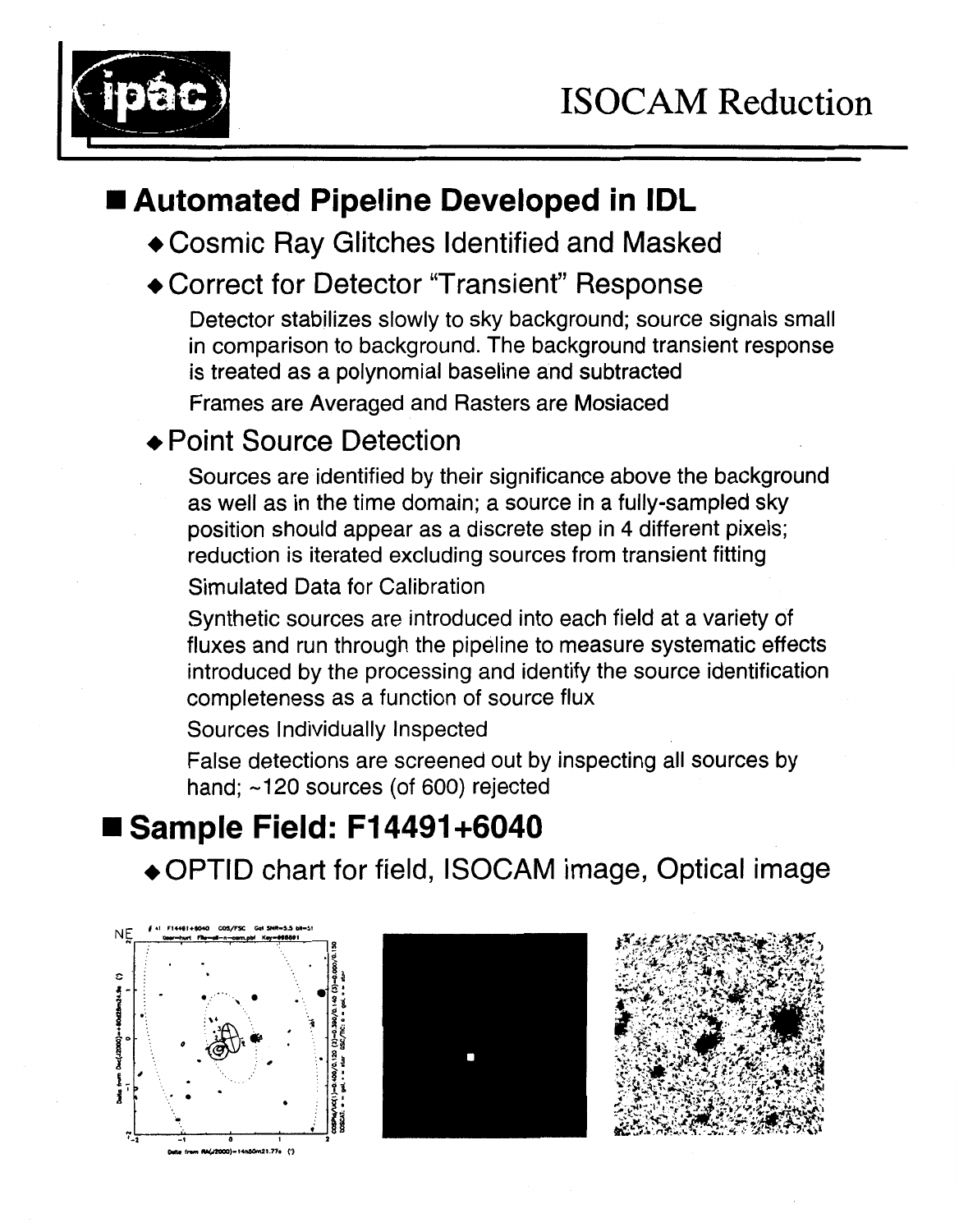# ISOCAM Reduction

## Automated Pipeline Developed in IDL

- Cosmic Ray Glitches Identified and Masked
- Correct for Detector "Transient" Response

  Detector stabilizes slowly to sky background; source signals small in comparison to background. The background transient response is treated as a polynomial baseline and subtracted

  Frames are Averaged and Rasters are Mosiaced

- Point Source Detection

  Sources are identified by their significance above the background as well as in the time domain; a source in a fully-sampled sky position should appear as a discrete step in 4 different pixels; reduction is iterated excluding sources from transient fitting

  Simulated Data for Calibration

  Synthetic sources are introduced into each field at a variety of fluxes and run through the pipeline to measure systematic effects introduced by the processing and identify the source identification completeness as a function of source flux

  Sources Individually Inspected

  False detections are screened out by inspecting all sources by hand; ~120 sources (of 600) rejected

## Sample Field: F14491+6040

- OPTID chart for field, ISOCAM image, Optical image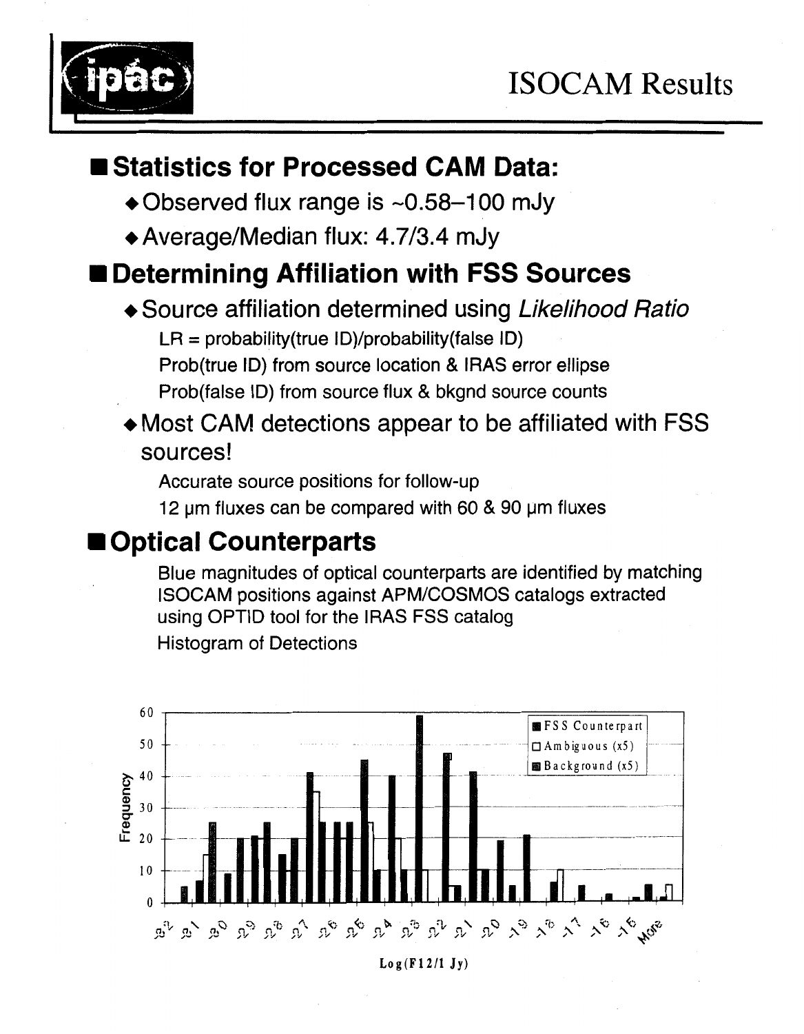# ISOCAM Results

## Statistics for Processed CAM Data:

- Observed flux range is ~0.58–100 mJy
- Average/Median flux: 4.7/3.4 mJy

## Determining Affiliation with FSS Sources

- Source affiliation determined using *Likelihood Ratio*

  LR = probability(true ID)/probability(false ID)

  Prob(true ID) from source location & IRAS error ellipse

  Prob(false ID) from source flux & bkgnd source counts

- Most CAM detections appear to be affiliated with FSS sources!

  Accurate source positions for follow-up

  12 μm fluxes can be compared with 60 & 90 μm fluxes

## Optical Counterparts

Blue magnitudes of optical counterparts are identified by matching ISOCAM positions against APM/COSMOS catalogs extracted using OPTID tool for the IRAS FSS catalog

Histogram of Detections

Frequency

FSS Counterpart

Ambiguous (x5)

Background (x5)

-3.2 -3.1 -3.0 -2.9 -2.8 -2.7 -2.6 -2.5 -2.4 -2.3 -2.2 -2.1 -2.0 -1.9 -1.8 -1.7 -1.6 -1.5 More

Log(F12/1 Jy)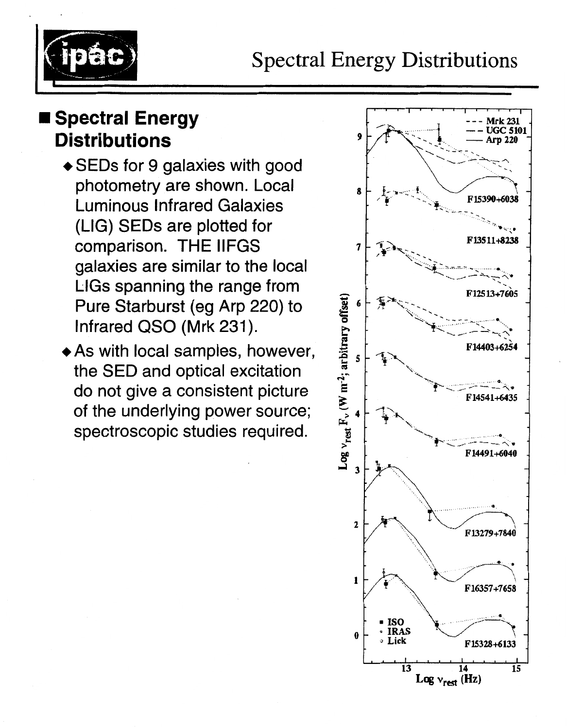# Spectral Energy Distributions

## Spectral Energy Distributions

- SEDs for 9 galaxies with good photometry are shown. Local Luminous Infrared Galaxies (LIG) SEDs are plotted for comparison. THE IIFGS galaxies are similar to the local LIGs spanning the range from Pure Starburst (eg Arp 220) to Infrared QSO (Mrk 231).
- As with local samples, however, the SED and optical excitation do not give a consistent picture of the underlying power source; spectroscopic studies required.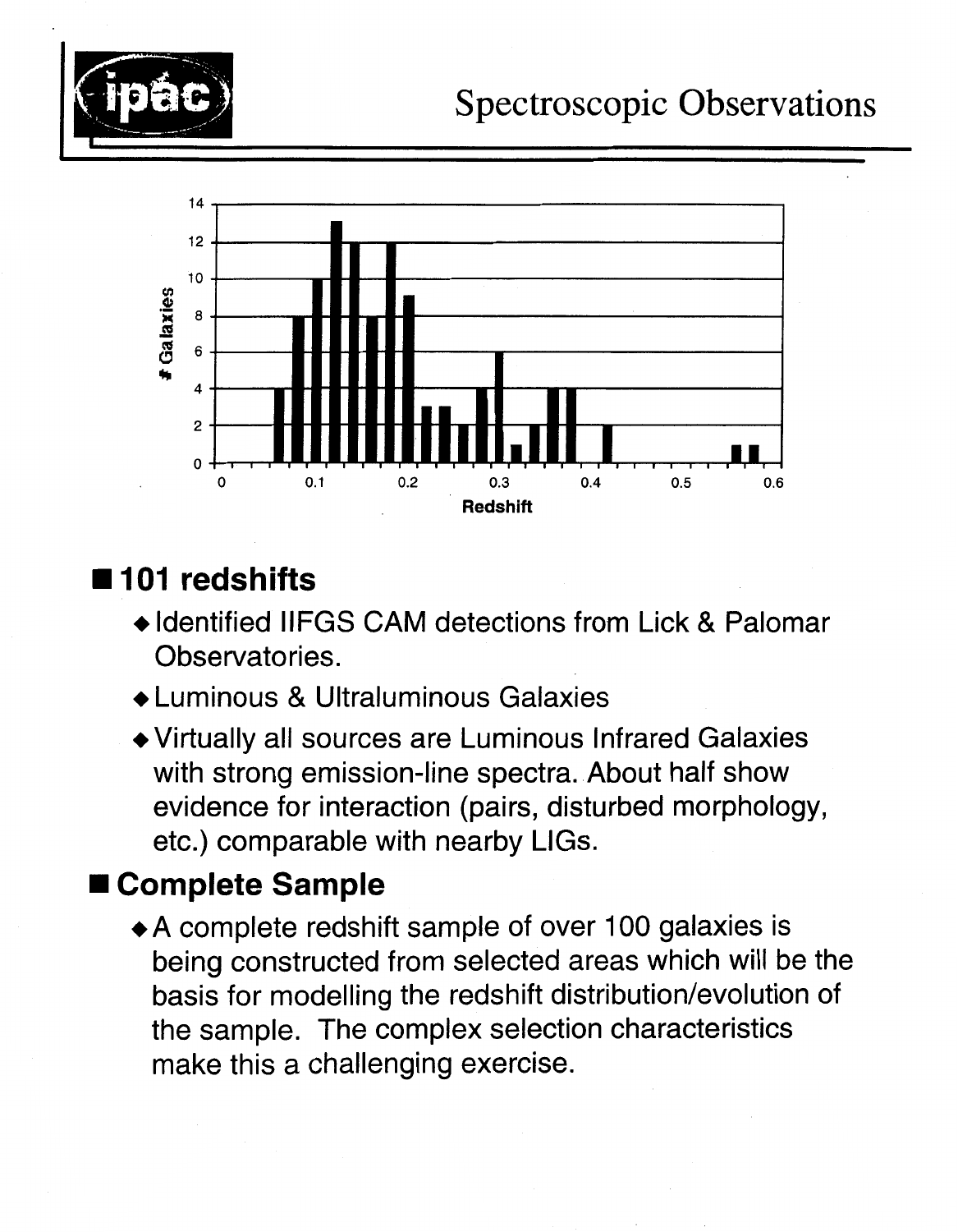# Spectroscopic Observations

## ■ 101 redshifts

- ◆ Identified IIFGS CAM detections from Lick & Palomar Observatories.
- ◆ Luminous & Ultraluminous Galaxies
- ◆ Virtually all sources are Luminous Infrared Galaxies with strong emission-line spectra. About half show evidence for interaction (pairs, disturbed morphology, etc.) comparable with nearby LIGs.

## ■ Complete Sample

- ◆ A complete redshift sample of over 100 galaxies is being constructed from selected areas which will be the basis for modelling the redshift distribution/evolution of the sample. The complex selection characteristics make this a challenging exercise.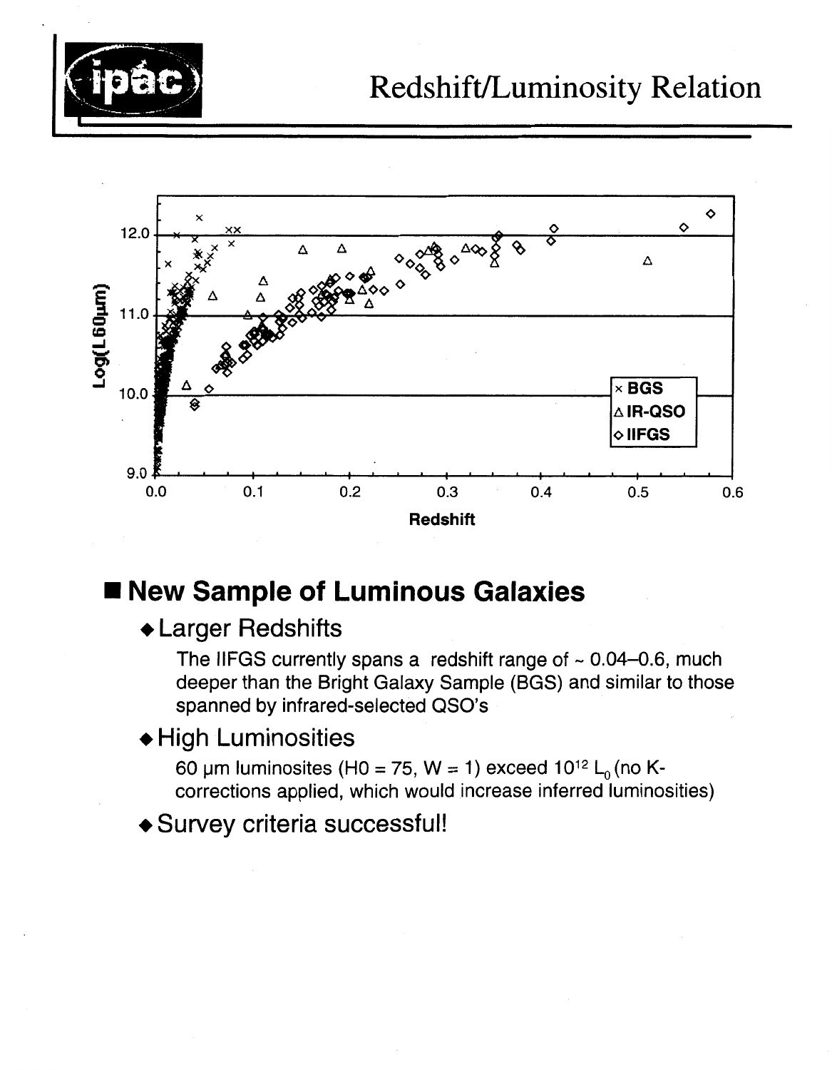# Redshift/Luminosity Relation

## ■ New Sample of Luminous Galaxies

- ◆ Larger Redshifts

  The IIFGS currently spans a redshift range of ~ 0.04–0.6, much deeper than the Bright Galaxy Sample (BGS) and similar to those spanned by infrared-selected QSO's

- ◆ High Luminosities

  60 μm luminosites (H0 = 75, W = 1) exceed $10^{12}$ $L_0$ (no K-corrections applied, which would increase inferred luminosities)

- ◆ Survey criteria successful!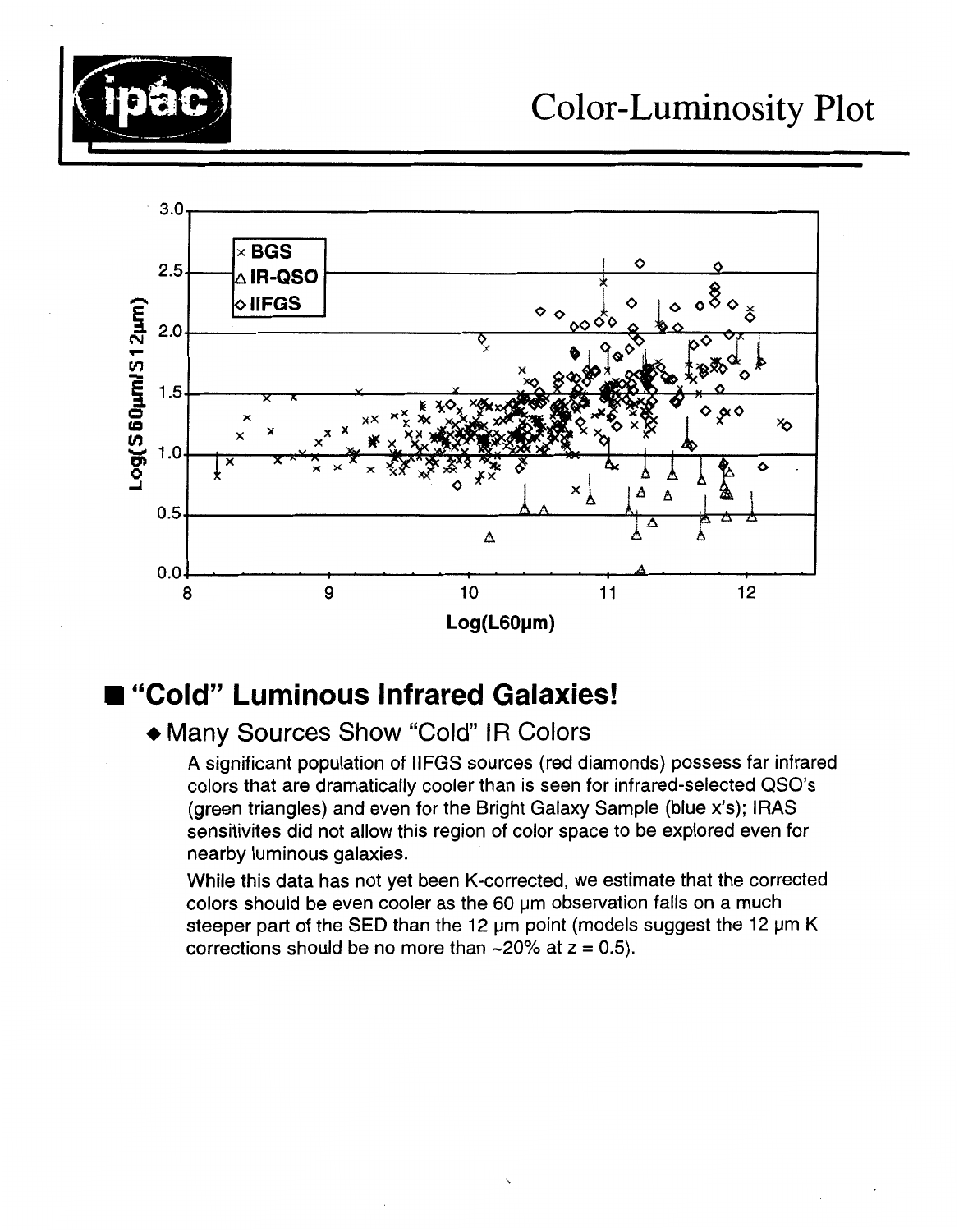# Color-Luminosity Plot

## ■ "Cold" Luminous Infrared Galaxies!

### ◆ Many Sources Show "Cold" IR Colors

A significant population of IIFGS sources (red diamonds) possess far infrared colors that are dramatically cooler than is seen for infrared-selected QSO's (green triangles) and even for the Bright Galaxy Sample (blue x's); IRAS sensitivites did not allow this region of color space to be explored even for nearby luminous galaxies.

While this data has not yet been K-corrected, we estimate that the corrected colors should be even cooler as the 60 μm observation falls on a much steeper part of the SED than the 12 μm point (models suggest the 12 μm K corrections should be no more than ~20% at $z = 0.5$).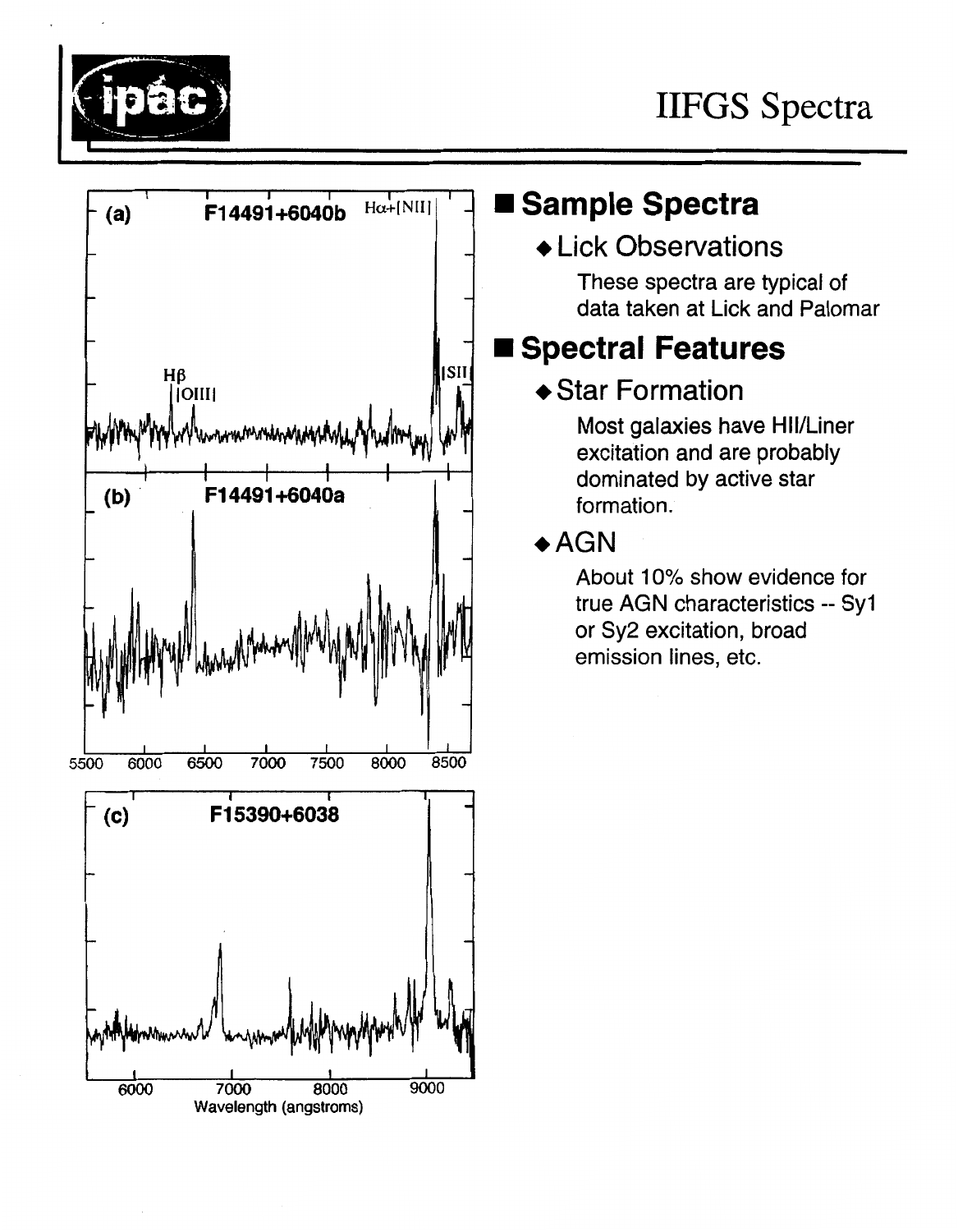# IIFGS Spectra

## Sample Spectra

- Lick Observations

  These spectra are typical of data taken at Lick and Palomar

## Spectral Features

- Star Formation

  Most galaxies have HII/Liner excitation and are probably dominated by active star formation.

- AGN

  About 10% show evidence for true AGN characteristics -- Sy1 or Sy2 excitation, broad emission lines, etc.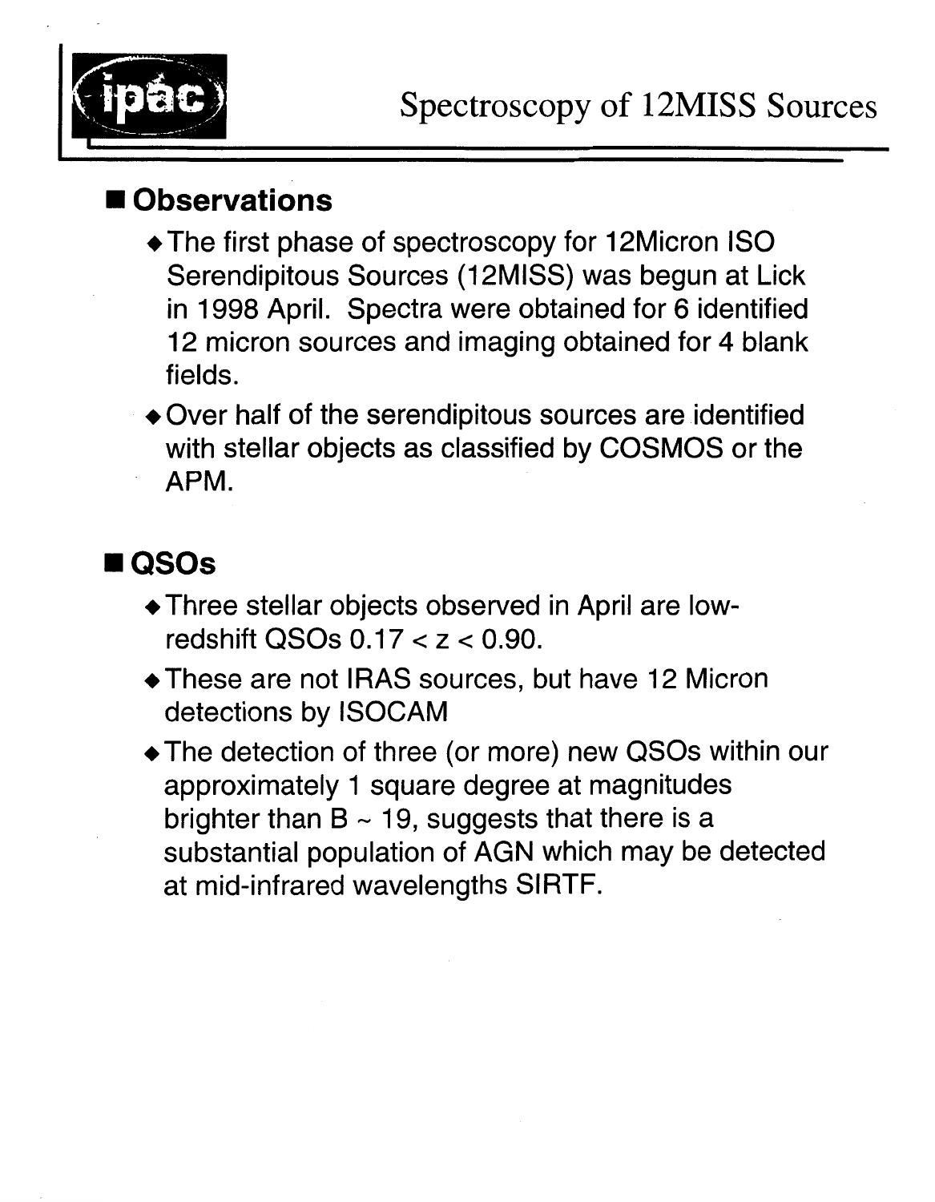# Spectroscopy of 12MISS Sources

## Observations

- The first phase of spectroscopy for 12Micron ISO Serendipitous Sources (12MISS) was begun at Lick in 1998 April. Spectra were obtained for 6 identified 12 micron sources and imaging obtained for 4 blank fields.
- Over half of the serendipitous sources are identified with stellar objects as classified by COSMOS or the APM.

## QSOs

- Three stellar objects observed in April are low-redshift QSOs $0.17 < z < 0.90$.
- These are not IRAS sources, but have 12 Micron detections by ISOCAM
- The detection of three (or more) new QSOs within our approximately 1 square degree at magnitudes brighter than $B \sim 19$, suggests that there is a substantial population of AGN which may be detected at mid-infrared wavelengths SIRTF.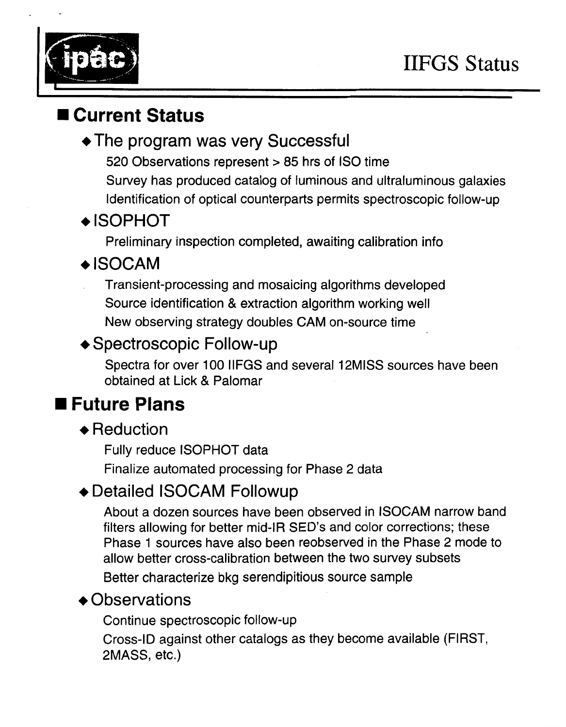# IIFGS Status

## Current Status

### The program was very Successful

520 Observations represent > 85 hrs of ISO time

Survey has produced catalog of luminous and ultraluminous galaxies

Identification of optical counterparts permits spectroscopic follow-up

### ISOPHOT

Preliminary inspection completed, awaiting calibration info

### ISOCAM

Transient-processing and mosaicing algorithms developed

Source identification & extraction algorithm working well

New observing strategy doubles CAM on-source time

### Spectroscopic Follow-up

Spectra for over 100 IIFGS and several 12MISS sources have been obtained at Lick & Palomar

## Future Plans

### Reduction

Fully reduce ISOPHOT data

Finalize automated processing for Phase 2 data

### Detailed ISOCAM Followup

About a dozen sources have been observed in ISOCAM narrow band filters allowing for better mid-IR SED's and color corrections; these Phase 1 sources have also been reobserved in the Phase 2 mode to allow better cross-calibration between the two survey subsets

Better characterize bkg serendipitious source sample

### Observations

Continue spectroscopic follow-up

Cross-ID against other catalogs as they become available (FIRST, 2MASS, etc.)